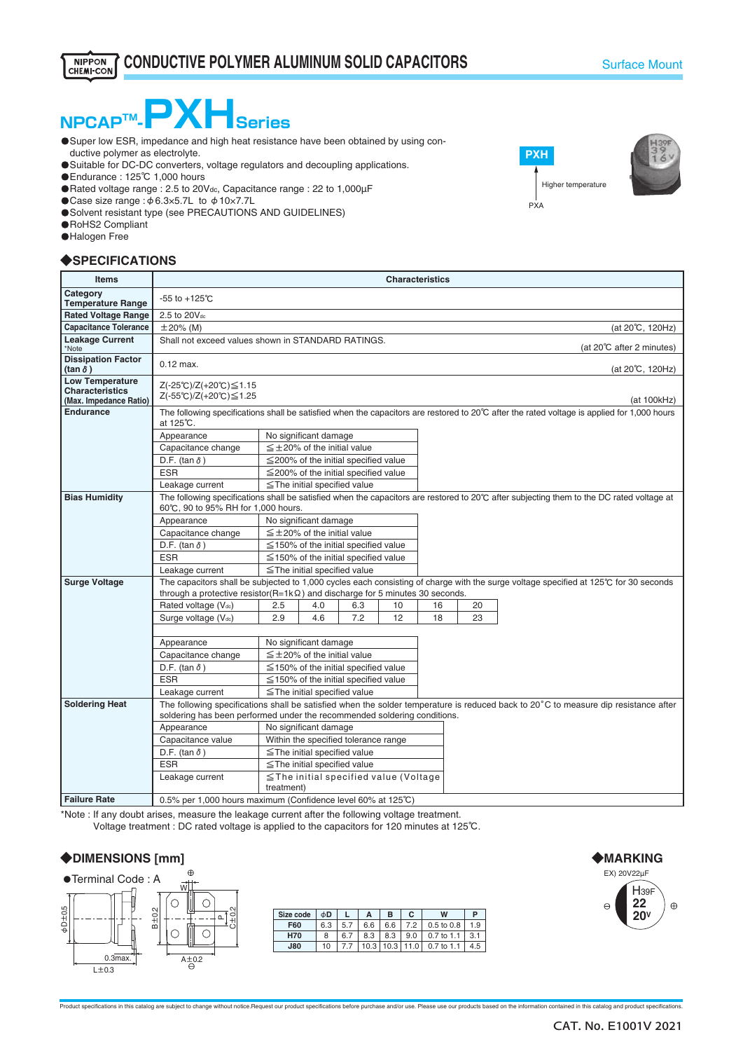NIPPON CHEMI-CON

# CONDUCTIVE POLYMER ALUMINUM SOLID CAPACITORS

Surface Mount

## NPCAP™-PXH Series

- Super low ESR, impedance and high heat resistance have been obtained by using conductive polymer as electrolyte.
- Suitable for DC-DC converters, voltage regulators and decoupling applications.
- Endurance : 125℃ 1,000 hours
- Rated voltage range : 2.5 to 20Vdc, Capacitance range : 22 to 1,000µF
- Case size range : φ6.3×5.7L to φ10×7.7L
- Solvent resistant type (see PRECAUTIONS AND GUIDELINES)
- RoHS2 Compliant
- Halogen Free

PXH ← Higher temperature ← PXA

### ◆SPECIFICATIONS

| Items | Characteristics |
|---|---|
| Category Temperature Range | -55 to +125℃ |
| Rated Voltage Range | 2.5 to 20Vdc |
| Capacitance Tolerance | ±20% (M) (at 20℃, 120Hz) |
| Leakage Current *Note | Shall not exceed values shown in STANDARD RATINGS. (at 20℃ after 2 minutes) |
| Dissipation Factor (tan δ) | 0.12 max. (at 20℃, 120Hz) |
| Low Temperature Characteristics (Max. Impedance Ratio) | Z(-25℃)/Z(+20℃)≦1.15<br>Z(-55℃)/Z(+20℃)≦1.25 (at 100kHz) |
| Endurance | The following specifications shall be satisfied when the capacitors are restored to 20℃ after the rated voltage is applied for 1,000 hours at 125℃.<br>Appearance: No significant damage<br>Capacitance change: ≦±20% of the initial value<br>D.F. (tan δ): ≦200% of the initial specified value<br>ESR: ≦200% of the initial specified value<br>Leakage current: ≦The initial specified value |
| Bias Humidity | The following specifications shall be satisfied when the capacitors are restored to 20℃ after subjecting them to the DC rated voltage at 60℃, 90 to 95% RH for 1,000 hours.<br>Appearance: No significant damage<br>Capacitance change: ≦±20% of the initial value<br>D.F. (tan δ): ≦150% of the initial specified value<br>ESR: ≦150% of the initial specified value<br>Leakage current: ≦The initial specified value |
| Surge Voltage | The capacitors shall be subjected to 1,000 cycles each consisting of charge with the surge voltage specified at 125℃ for 30 seconds through a protective resistor(R=1kΩ) and discharge for 5 minutes 30 seconds.<br>Rated voltage (Vdc): 2.5 / 4.0 / 6.3 / 10 / 16 / 20<br>Surge voltage (Vdc): 2.9 / 4.6 / 7.2 / 12 / 18 / 23<br>Appearance: No significant damage<br>Capacitance change: ≦±20% of the initial value<br>D.F. (tan δ): ≦150% of the initial specified value<br>ESR: ≦150% of the initial specified value<br>Leakage current: ≦The initial specified value |
| Soldering Heat | The following specifications shall be satisfied when the solder temperature is reduced back to 20˚C to measure dip resistance after soldering has been performed under the recommended soldering conditions.<br>Appearance: No significant damage<br>Capacitance value: Within the specified tolerance range<br>D.F. (tan δ): ≦The initial specified value<br>ESR: ≦The initial specified value<br>Leakage current: ≦The initial specified value (Voltage treatment) |
| Failure Rate | 0.5% per 1,000 hours maximum (Confidence level 60% at 125℃) |

*Note : If any doubt arises, measure the leakage current after the following voltage treatment.
Voltage treatment : DC rated voltage is applied to the capacitors for 120 minutes at 125℃.

### ◆DIMENSIONS [mm]

- Terminal Code : A

φD±0.5, L±0.3, 0.3max., B±0.2, C±0.2, A±0.2, W, P

| Size code | φD | L | A | B | C | W | P |
|---|---|---|---|---|---|---|---|
| F60 | 6.3 | 5.7 | 6.6 | 6.6 | 7.2 | 0.5 to 0.8 | 1.9 |
| H70 | 8 | 6.7 | 8.3 | 8.3 | 9.0 | 0.7 to 1.1 | 3.1 |
| J80 | 10 | 7.7 | 10.3 | 10.3 | 11.0 | 0.7 to 1.1 | 4.5 |

### ◆MARKING

EX) 20V22µF

H39F
22
20V

Product specifications in this catalog are subject to change without notice.Request our product specifications before purchase and/or use. Please use our products based on the information contained in this catalog and product specifications.

CAT. No. E1001V 2021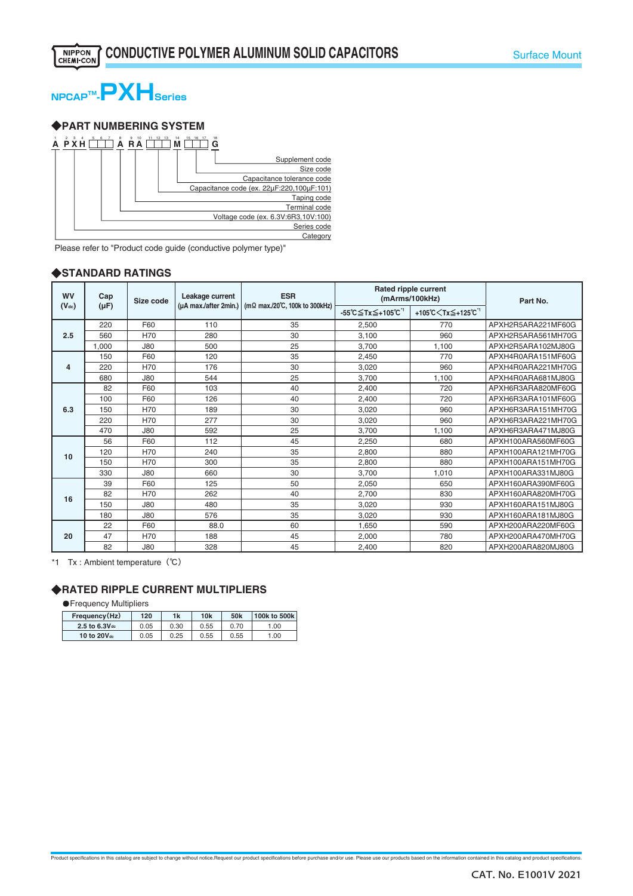# CONDUCTIVE POLYMER ALUMINUM SOLID CAPACITORS

Surface Mount

## NPCAP™-PXH Series

### ◆PART NUMBERING SYSTEM

```
1  2 3 4  5 6 7  8  9 10  11 12 13  14  15 16 17  18
A  P X H  □□□    A  R A   □□□       M   □□□       G
```

- Supplement code (18)
- Size code (15–17)
- Capacitance tolerance code (14)
- Capacitance code (ex. 22µF:220,100µF:101) (11–13)
- Taping code (9–10)
- Terminal code (8)
- Voltage code (ex. 6.3V:6R3,10V:100) (5–7)
- Series code (2–4)
- Category (1)

Please refer to "Product code guide (conductive polymer type)"

### ◆STANDARD RATINGS

| WV ($V_{dc}$) | Cap (µF) | Size code | Leakage current (µA max./after 2min.) | ESR (mΩ max./20℃, 100k to 300kHz) | Rated ripple current (mArms/100kHz) | | Part No. |
|---|---|---|---|---|---|---|---|
| | | | | | -55℃≦Tx≦+105℃[*1] | +105℃<Tx≦+125℃[*1] | |
| 2.5 | 220 | F60 | 110 | 35 | 2,500 | 770 | APXH2R5ARA221MF60G |
| | 560 | H70 | 280 | 30 | 3,100 | 960 | APXH2R5ARA561MH70G |
| | 1,000 | J80 | 500 | 25 | 3,700 | 1,100 | APXH2R5ARA102MJ80G |
| 4 | 150 | F60 | 120 | 35 | 2,450 | 770 | APXH4R0ARA151MF60G |
| | 220 | H70 | 176 | 30 | 3,020 | 960 | APXH4R0ARA221MH70G |
| | 680 | J80 | 544 | 25 | 3,700 | 1,100 | APXH4R0ARA681MJ80G |
| 6.3 | 82 | F60 | 103 | 40 | 2,400 | 720 | APXH6R3ARA820MF60G |
| | 100 | F60 | 126 | 40 | 2,400 | 720 | APXH6R3ARA101MF60G |
| | 150 | H70 | 189 | 30 | 3,020 | 960 | APXH6R3ARA151MH70G |
| | 220 | H70 | 277 | 30 | 3,020 | 960 | APXH6R3ARA221MH70G |
| | 470 | J80 | 592 | 25 | 3,700 | 1,100 | APXH6R3ARA471MJ80G |
| 10 | 56 | F60 | 112 | 45 | 2,250 | 680 | APXH100ARA560MF60G |
| | 120 | H70 | 240 | 35 | 2,800 | 880 | APXH100ARA121MH70G |
| | 150 | H70 | 300 | 35 | 2,800 | 880 | APXH100ARA151MH70G |
| | 330 | J80 | 660 | 30 | 3,700 | 1,010 | APXH100ARA331MJ80G |
| 16 | 39 | F60 | 125 | 50 | 2,050 | 650 | APXH160ARA390MF60G |
| | 82 | H70 | 262 | 40 | 2,700 | 830 | APXH160ARA820MH70G |
| | 150 | J80 | 480 | 35 | 3,020 | 930 | APXH160ARA151MJ80G |
| | 180 | J80 | 576 | 35 | 3,020 | 930 | APXH160ARA181MJ80G |
| 20 | 22 | F60 | 88.0 | 60 | 1,650 | 590 | APXH200ARA220MF60G |
| | 47 | H70 | 188 | 45 | 2,000 | 780 | APXH200ARA470MH70G |
| | 82 | J80 | 328 | 45 | 2,400 | 820 | APXH200ARA820MJ80G |

*1 Tx : Ambient temperature（℃）

### ◆RATED RIPPLE CURRENT MULTIPLIERS

●Frequency Multipliers

| Frequency (Hz) | 120 | 1k | 10k | 50k | 100k to 500k |
|---|---|---|---|---|---|
| 2.5 to 6.3$V_{dc}$ | 0.05 | 0.30 | 0.55 | 0.70 | 1.00 |
| 10 to 20$V_{dc}$ | 0.05 | 0.25 | 0.55 | 0.55 | 1.00 |

Product specifications in this catalog are subject to change without notice.Request our product specifications before purchase and/or use. Please use our products based on the information contained in this catalog and product specifications.

CAT. No. E1001V 2021